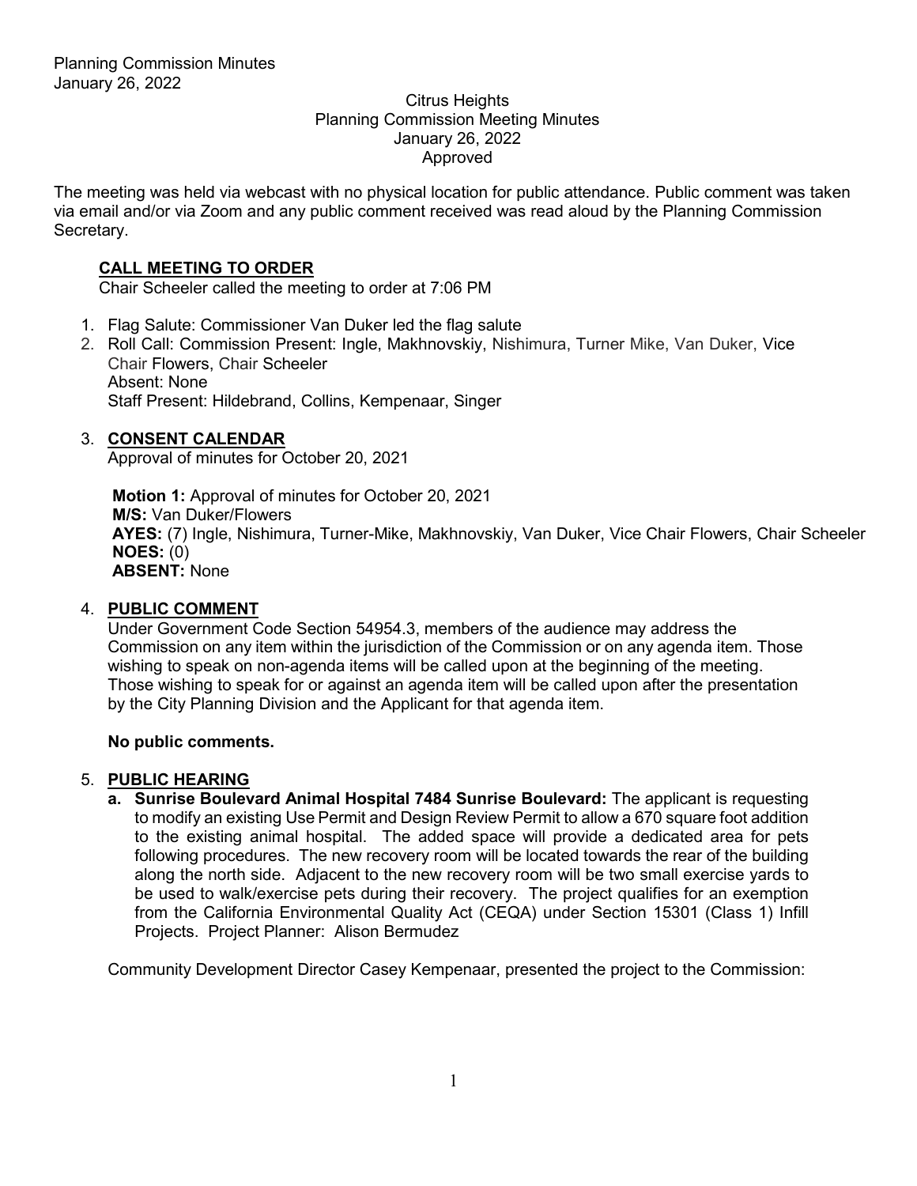Citrus Heights
Planning Commission Meeting Minutes
January 26, 2022
Approved

The meeting was held via webcast with no physical location for public attendance. Public comment was taken via email and/or via Zoom and any public comment received was read aloud by the Planning Commission Secretary.

**CALL MEETING TO ORDER**
Chair Scheeler called the meeting to order at 7:06 PM

1. Flag Salute: Commissioner Van Duker led the flag salute
2. Roll Call: Commission Present: Ingle, Makhnovskiy, Nishimura, Turner Mike, Van Duker, Vice Chair Flowers, Chair Scheeler
   Absent: None
   Staff Present: Hildebrand, Collins, Kempenaar, Singer

3. **CONSENT CALENDAR**
   Approval of minutes for October 20, 2021

   **Motion 1:** Approval of minutes for October 20, 2021
   **M/S:** Van Duker/Flowers
   **AYES:** (7) Ingle, Nishimura, Turner-Mike, Makhnovskiy, Van Duker, Vice Chair Flowers, Chair Scheeler
   **NOES:** (0)
   **ABSENT:** None

4. **PUBLIC COMMENT**
   Under Government Code Section 54954.3, members of the audience may address the Commission on any item within the jurisdiction of the Commission or on any agenda item. Those wishing to speak on non-agenda items will be called upon at the beginning of the meeting. Those wishing to speak for or against an agenda item will be called upon after the presentation by the City Planning Division and the Applicant for that agenda item.

   **No public comments.**

5. **PUBLIC HEARING**
   a. **Sunrise Boulevard Animal Hospital 7484 Sunrise Boulevard:** The applicant is requesting to modify an existing Use Permit and Design Review Permit to allow a 670 square foot addition to the existing animal hospital. The added space will provide a dedicated area for pets following procedures. The new recovery room will be located towards the rear of the building along the north side. Adjacent to the new recovery room will be two small exercise yards to be used to walk/exercise pets during their recovery. The project qualifies for an exemption from the California Environmental Quality Act (CEQA) under Section 15301 (Class 1) Infill Projects. Project Planner: Alison Bermudez

   Community Development Director Casey Kempenaar, presented the project to the Commission: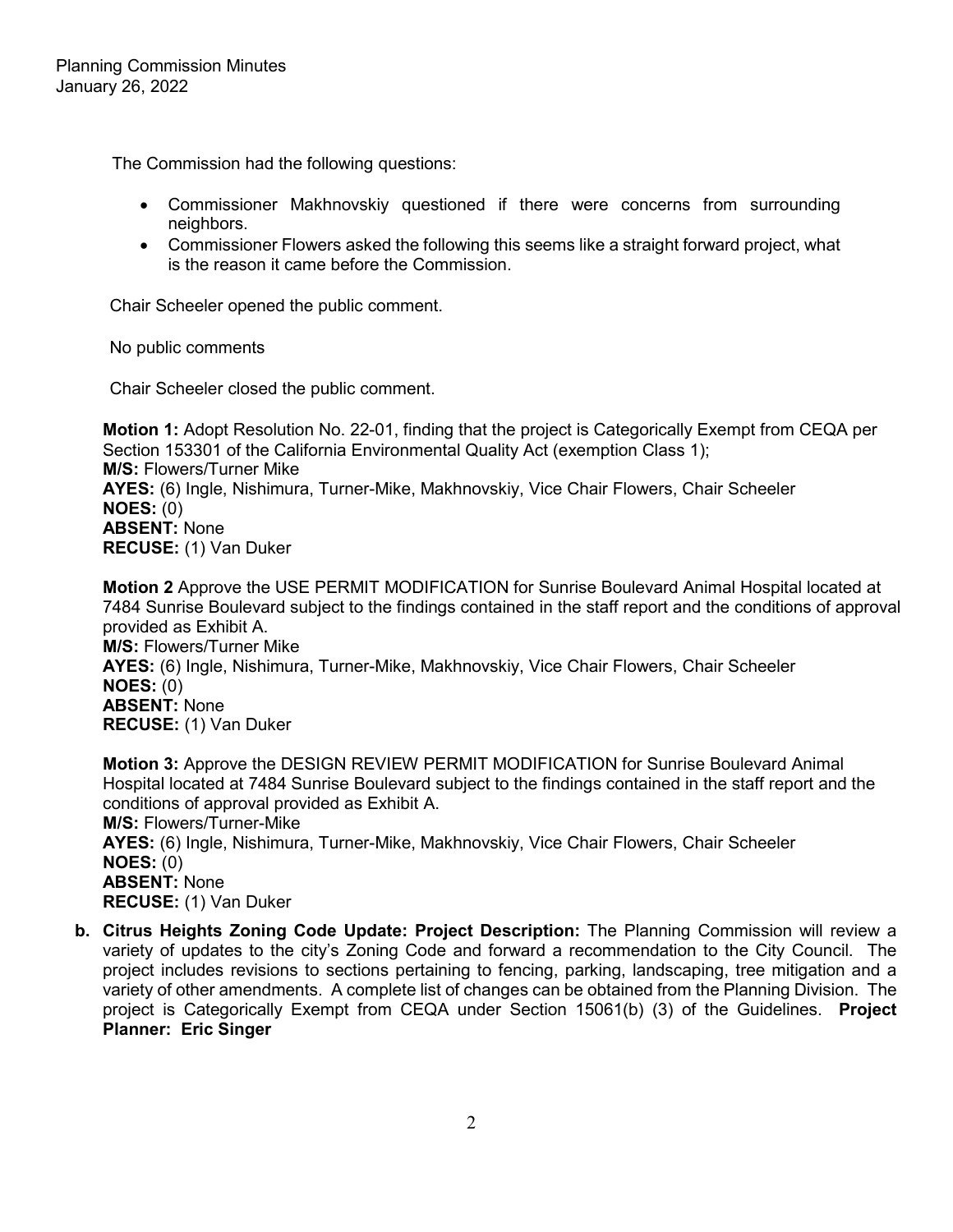The Commission had the following questions:

- Commissioner Makhnovskiy questioned if there were concerns from surrounding neighbors.
- Commissioner Flowers asked the following this seems like a straight forward project, what is the reason it came before the Commission.

Chair Scheeler opened the public comment.

No public comments

Chair Scheeler closed the public comment.

**Motion 1:** Adopt Resolution No. 22-01, finding that the project is Categorically Exempt from CEQA per Section 153301 of the California Environmental Quality Act (exemption Class 1);
**M/S:** Flowers/Turner Mike
**AYES:** (6) Ingle, Nishimura, Turner-Mike, Makhnovskiy, Vice Chair Flowers, Chair Scheeler
**NOES:** (0)
**ABSENT:** None
**RECUSE:** (1) Van Duker

**Motion 2** Approve the USE PERMIT MODIFICATION for Sunrise Boulevard Animal Hospital located at 7484 Sunrise Boulevard subject to the findings contained in the staff report and the conditions of approval provided as Exhibit A.
**M/S:** Flowers/Turner Mike
**AYES:** (6) Ingle, Nishimura, Turner-Mike, Makhnovskiy, Vice Chair Flowers, Chair Scheeler
**NOES:** (0)
**ABSENT:** None
**RECUSE:** (1) Van Duker

**Motion 3:** Approve the DESIGN REVIEW PERMIT MODIFICATION for Sunrise Boulevard Animal Hospital located at 7484 Sunrise Boulevard subject to the findings contained in the staff report and the conditions of approval provided as Exhibit A.
**M/S:** Flowers/Turner-Mike
**AYES:** (6) Ingle, Nishimura, Turner-Mike, Makhnovskiy, Vice Chair Flowers, Chair Scheeler
**NOES:** (0)
**ABSENT:** None
**RECUSE:** (1) Van Duker

**b. Citrus Heights Zoning Code Update: Project Description:** The Planning Commission will review a variety of updates to the city's Zoning Code and forward a recommendation to the City Council. The project includes revisions to sections pertaining to fencing, parking, landscaping, tree mitigation and a variety of other amendments. A complete list of changes can be obtained from the Planning Division. The project is Categorically Exempt from CEQA under Section 15061(b) (3) of the Guidelines. **Project Planner: Eric Singer**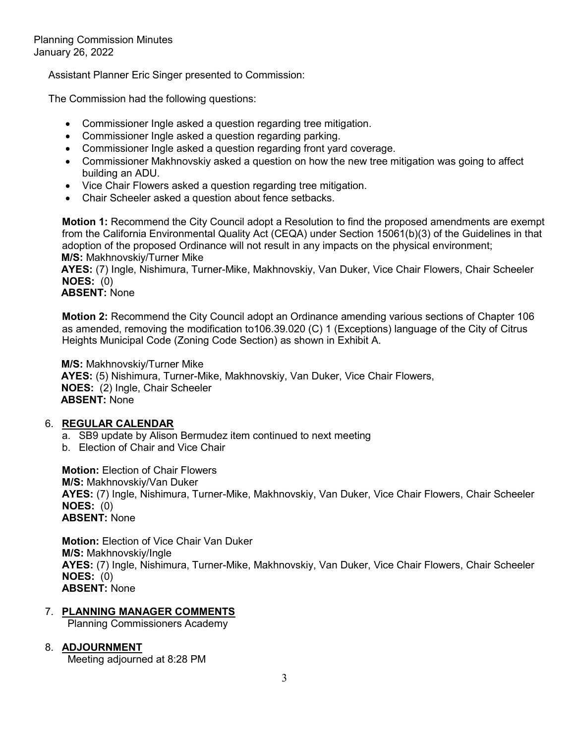Assistant Planner Eric Singer presented to Commission:

The Commission had the following questions:

- Commissioner Ingle asked a question regarding tree mitigation.
- Commissioner Ingle asked a question regarding parking.
- Commissioner Ingle asked a question regarding front yard coverage.
- Commissioner Makhnovskiy asked a question on how the new tree mitigation was going to affect building an ADU.
- Vice Chair Flowers asked a question regarding tree mitigation.
- Chair Scheeler asked a question about fence setbacks.

**Motion 1:** Recommend the City Council adopt a Resolution to find the proposed amendments are exempt from the California Environmental Quality Act (CEQA) under Section 15061(b)(3) of the Guidelines in that adoption of the proposed Ordinance will not result in any impacts on the physical environment;
**M/S:** Makhnovskiy/Turner Mike
**AYES:** (7) Ingle, Nishimura, Turner-Mike, Makhnovskiy, Van Duker, Vice Chair Flowers, Chair Scheeler
**NOES:** (0)
**ABSENT:** None

**Motion 2:** Recommend the City Council adopt an Ordinance amending various sections of Chapter 106 as amended, removing the modification to106.39.020 (C) 1 (Exceptions) language of the City of Citrus Heights Municipal Code (Zoning Code Section) as shown in Exhibit A.

**M/S:** Makhnovskiy/Turner Mike
**AYES:** (5) Nishimura, Turner-Mike, Makhnovskiy, Van Duker, Vice Chair Flowers,
**NOES:** (2) Ingle, Chair Scheeler
**ABSENT:** None

6. **REGULAR CALENDAR**
   a. SB9 update by Alison Bermudez item continued to next meeting
   b. Election of Chair and Vice Chair

**Motion:** Election of Chair Flowers
**M/S:** Makhnovskiy/Van Duker
**AYES:** (7) Ingle, Nishimura, Turner-Mike, Makhnovskiy, Van Duker, Vice Chair Flowers, Chair Scheeler
**NOES:** (0)
**ABSENT:** None

**Motion:** Election of Vice Chair Van Duker
**M/S:** Makhnovskiy/Ingle
**AYES:** (7) Ingle, Nishimura, Turner-Mike, Makhnovskiy, Van Duker, Vice Chair Flowers, Chair Scheeler
**NOES:** (0)
**ABSENT:** None

7. **PLANNING MANAGER COMMENTS**
   Planning Commissioners Academy

8. **ADJOURNMENT**
   Meeting adjourned at 8:28 PM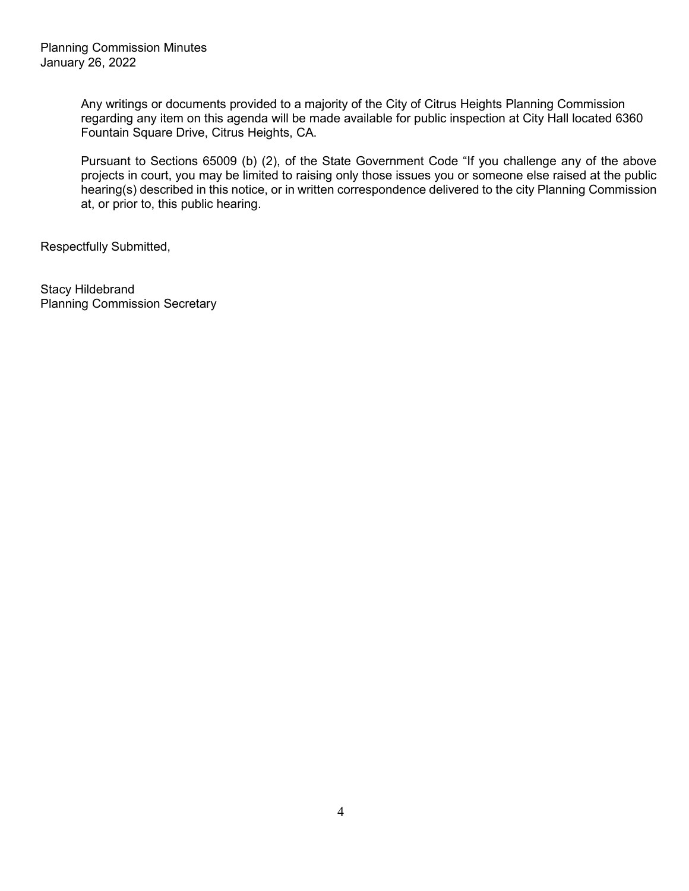Any writings or documents provided to a majority of the City of Citrus Heights Planning Commission regarding any item on this agenda will be made available for public inspection at City Hall located 6360 Fountain Square Drive, Citrus Heights, CA.

Pursuant to Sections 65009 (b) (2), of the State Government Code "If you challenge any of the above projects in court, you may be limited to raising only those issues you or someone else raised at the public hearing(s) described in this notice, or in written correspondence delivered to the city Planning Commission at, or prior to, this public hearing.

Respectfully Submitted,

Stacy Hildebrand
Planning Commission Secretary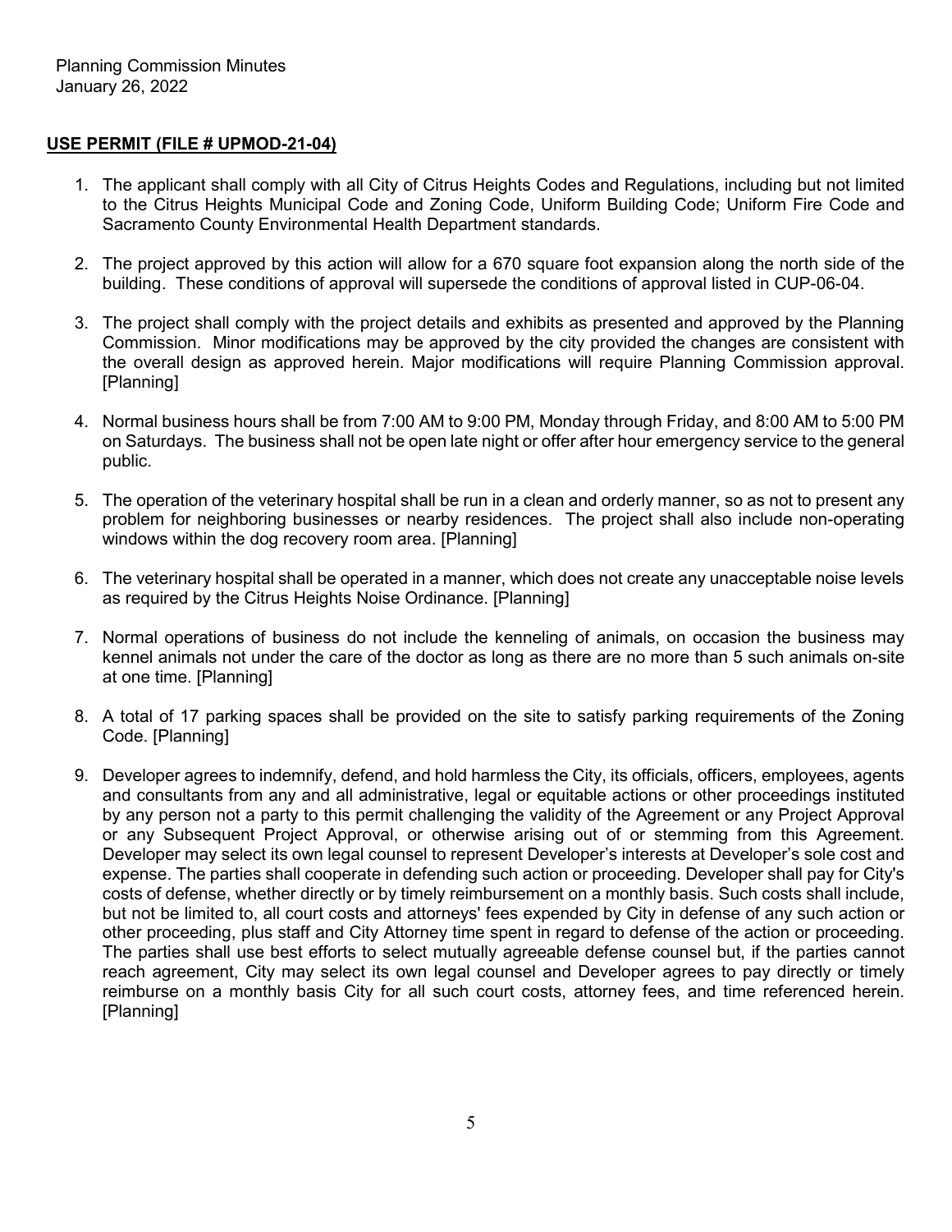## USE PERMIT (FILE # UPMOD-21-04)

1. The applicant shall comply with all City of Citrus Heights Codes and Regulations, including but not limited to the Citrus Heights Municipal Code and Zoning Code, Uniform Building Code; Uniform Fire Code and Sacramento County Environmental Health Department standards.

2. The project approved by this action will allow for a 670 square foot expansion along the north side of the building. These conditions of approval will supersede the conditions of approval listed in CUP-06-04.

3. The project shall comply with the project details and exhibits as presented and approved by the Planning Commission. Minor modifications may be approved by the city provided the changes are consistent with the overall design as approved herein. Major modifications will require Planning Commission approval. [Planning]

4. Normal business hours shall be from 7:00 AM to 9:00 PM, Monday through Friday, and 8:00 AM to 5:00 PM on Saturdays. The business shall not be open late night or offer after hour emergency service to the general public.

5. The operation of the veterinary hospital shall be run in a clean and orderly manner, so as not to present any problem for neighboring businesses or nearby residences. The project shall also include non-operating windows within the dog recovery room area. [Planning]

6. The veterinary hospital shall be operated in a manner, which does not create any unacceptable noise levels as required by the Citrus Heights Noise Ordinance. [Planning]

7. Normal operations of business do not include the kenneling of animals, on occasion the business may kennel animals not under the care of the doctor as long as there are no more than 5 such animals on-site at one time. [Planning]

8. A total of 17 parking spaces shall be provided on the site to satisfy parking requirements of the Zoning Code. [Planning]

9. Developer agrees to indemnify, defend, and hold harmless the City, its officials, officers, employees, agents and consultants from any and all administrative, legal or equitable actions or other proceedings instituted by any person not a party to this permit challenging the validity of the Agreement or any Project Approval or any Subsequent Project Approval, or otherwise arising out of or stemming from this Agreement. Developer may select its own legal counsel to represent Developer's interests at Developer's sole cost and expense. The parties shall cooperate in defending such action or proceeding. Developer shall pay for City's costs of defense, whether directly or by timely reimbursement on a monthly basis. Such costs shall include, but not be limited to, all court costs and attorneys' fees expended by City in defense of any such action or other proceeding, plus staff and City Attorney time spent in regard to defense of the action or proceeding. The parties shall use best efforts to select mutually agreeable defense counsel but, if the parties cannot reach agreement, City may select its own legal counsel and Developer agrees to pay directly or timely reimburse on a monthly basis City for all such court costs, attorney fees, and time referenced herein. [Planning]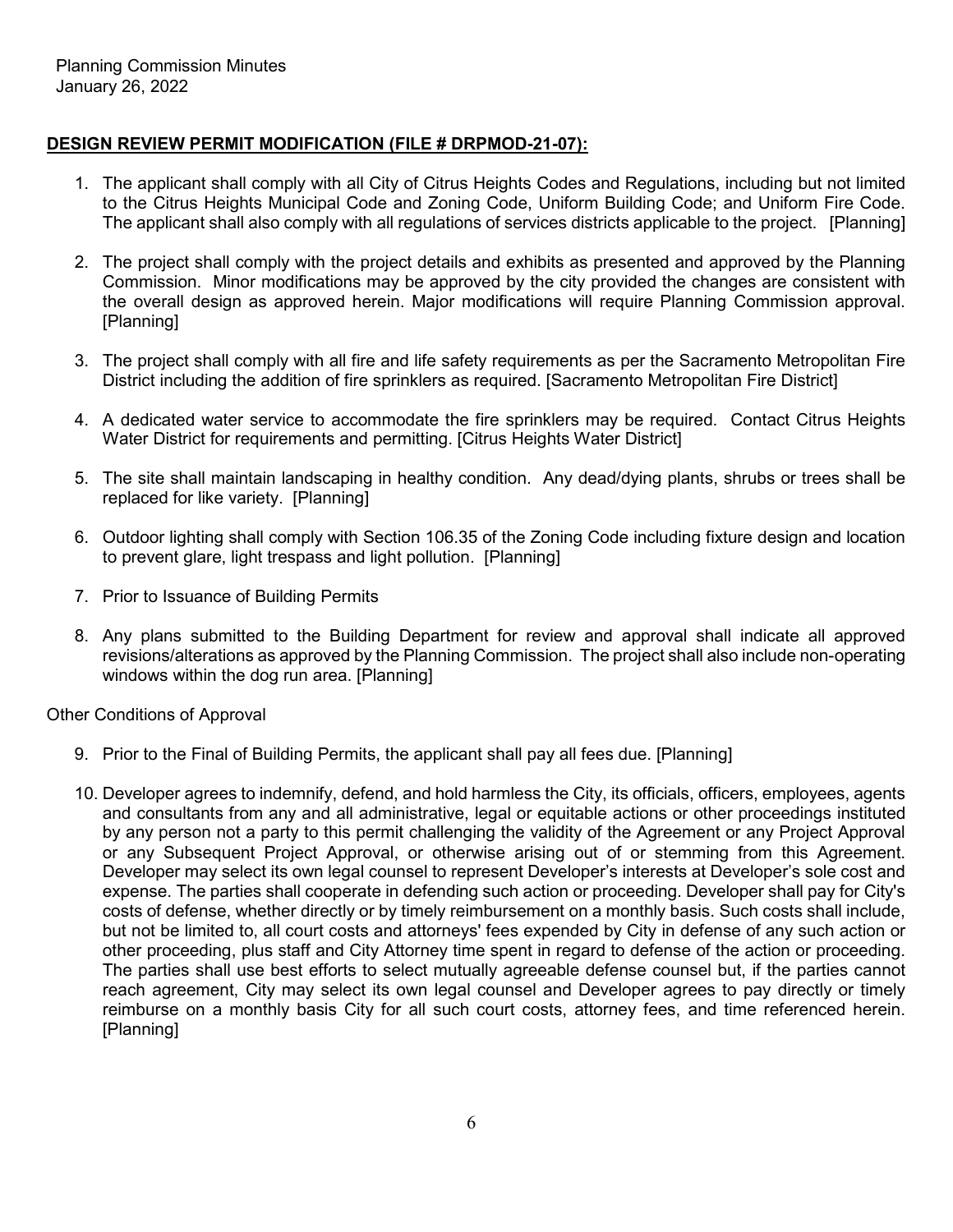Planning Commission Minutes
January 26, 2022

**DESIGN REVIEW PERMIT MODIFICATION (FILE # DRPMOD-21-07):**

1. The applicant shall comply with all City of Citrus Heights Codes and Regulations, including but not limited to the Citrus Heights Municipal Code and Zoning Code, Uniform Building Code; and Uniform Fire Code. The applicant shall also comply with all regulations of services districts applicable to the project. [Planning]

2. The project shall comply with the project details and exhibits as presented and approved by the Planning Commission. Minor modifications may be approved by the city provided the changes are consistent with the overall design as approved herein. Major modifications will require Planning Commission approval. [Planning]

3. The project shall comply with all fire and life safety requirements as per the Sacramento Metropolitan Fire District including the addition of fire sprinklers as required. [Sacramento Metropolitan Fire District]

4. A dedicated water service to accommodate the fire sprinklers may be required. Contact Citrus Heights Water District for requirements and permitting. [Citrus Heights Water District]

5. The site shall maintain landscaping in healthy condition. Any dead/dying plants, shrubs or trees shall be replaced for like variety. [Planning]

6. Outdoor lighting shall comply with Section 106.35 of the Zoning Code including fixture design and location to prevent glare, light trespass and light pollution. [Planning]

7. Prior to Issuance of Building Permits

8. Any plans submitted to the Building Department for review and approval shall indicate all approved revisions/alterations as approved by the Planning Commission. The project shall also include non-operating windows within the dog run area. [Planning]

Other Conditions of Approval

9. Prior to the Final of Building Permits, the applicant shall pay all fees due. [Planning]

10. Developer agrees to indemnify, defend, and hold harmless the City, its officials, officers, employees, agents and consultants from any and all administrative, legal or equitable actions or other proceedings instituted by any person not a party to this permit challenging the validity of the Agreement or any Project Approval or any Subsequent Project Approval, or otherwise arising out of or stemming from this Agreement. Developer may select its own legal counsel to represent Developer's interests at Developer's sole cost and expense. The parties shall cooperate in defending such action or proceeding. Developer shall pay for City's costs of defense, whether directly or by timely reimbursement on a monthly basis. Such costs shall include, but not be limited to, all court costs and attorneys' fees expended by City in defense of any such action or other proceeding, plus staff and City Attorney time spent in regard to defense of the action or proceeding. The parties shall use best efforts to select mutually agreeable defense counsel but, if the parties cannot reach agreement, City may select its own legal counsel and Developer agrees to pay directly or timely reimburse on a monthly basis City for all such court costs, attorney fees, and time referenced herein. [Planning]